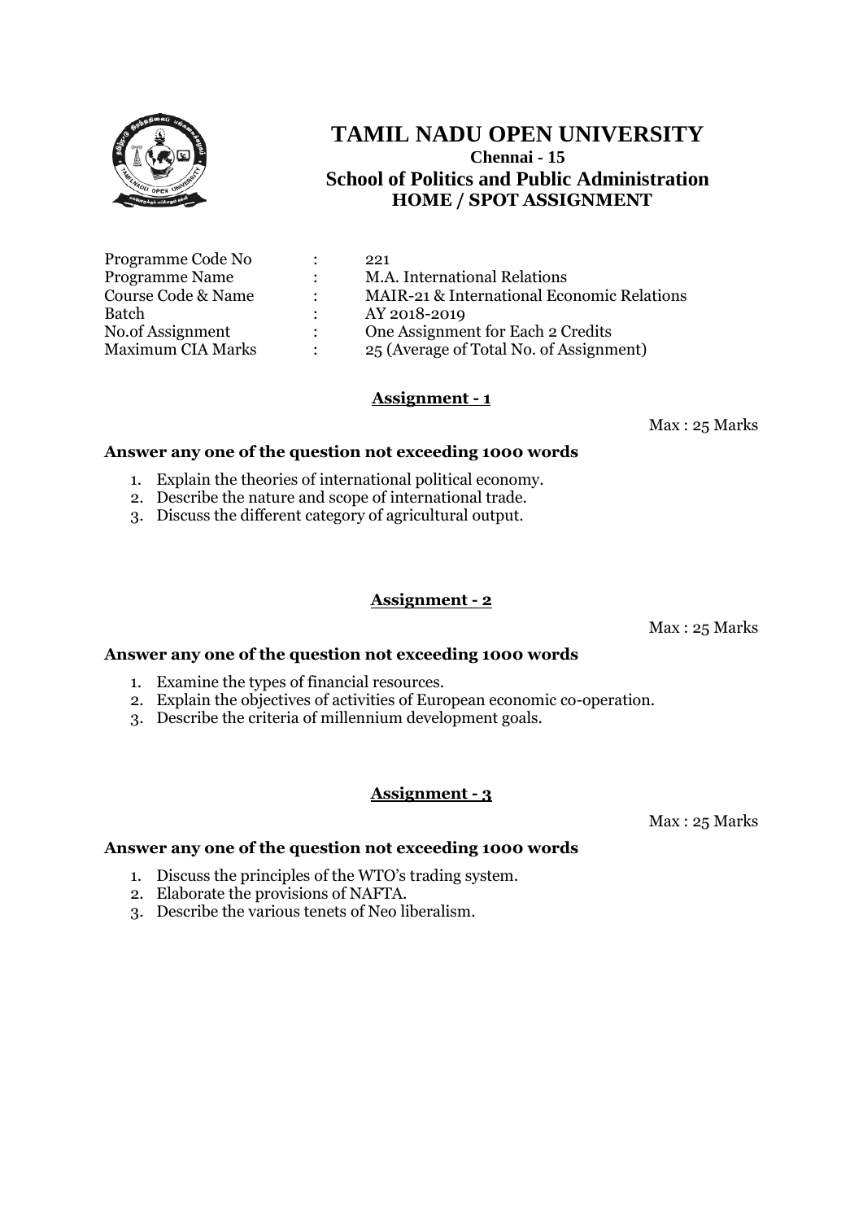# TAMIL NADU OPEN UNIVERSITY

**Chennai - 15**

## School of Politics and Public Administration

**HOME / SPOT ASSIGNMENT**

| | | |
|---|---|---|
| Programme Code No | : | 221 |
| Programme Name | : | M.A. International Relations |
| Course Code & Name | : | MAIR-21 & International Economic Relations |
| Batch | : | AY 2018-2019 |
| No.of Assignment | : | One Assignment for Each 2 Credits |
| Maximum CIA Marks | : | 25 (Average of Total No. of Assignment) |

### Assignment - 1

Max : 25 Marks

**Answer any one of the question not exceeding 1000 words**

1. Explain the theories of international political economy.
2. Describe the nature and scope of international trade.
3. Discuss the different category of agricultural output.

### Assignment - 2

Max : 25 Marks

**Answer any one of the question not exceeding 1000 words**

1. Examine the types of financial resources.
2. Explain the objectives of activities of European economic co-operation.
3. Describe the criteria of millennium development goals.

### Assignment - 3

Max : 25 Marks

**Answer any one of the question not exceeding 1000 words**

1. Discuss the principles of the WTO's trading system.
2. Elaborate the provisions of NAFTA.
3. Describe the various tenets of Neo liberalism.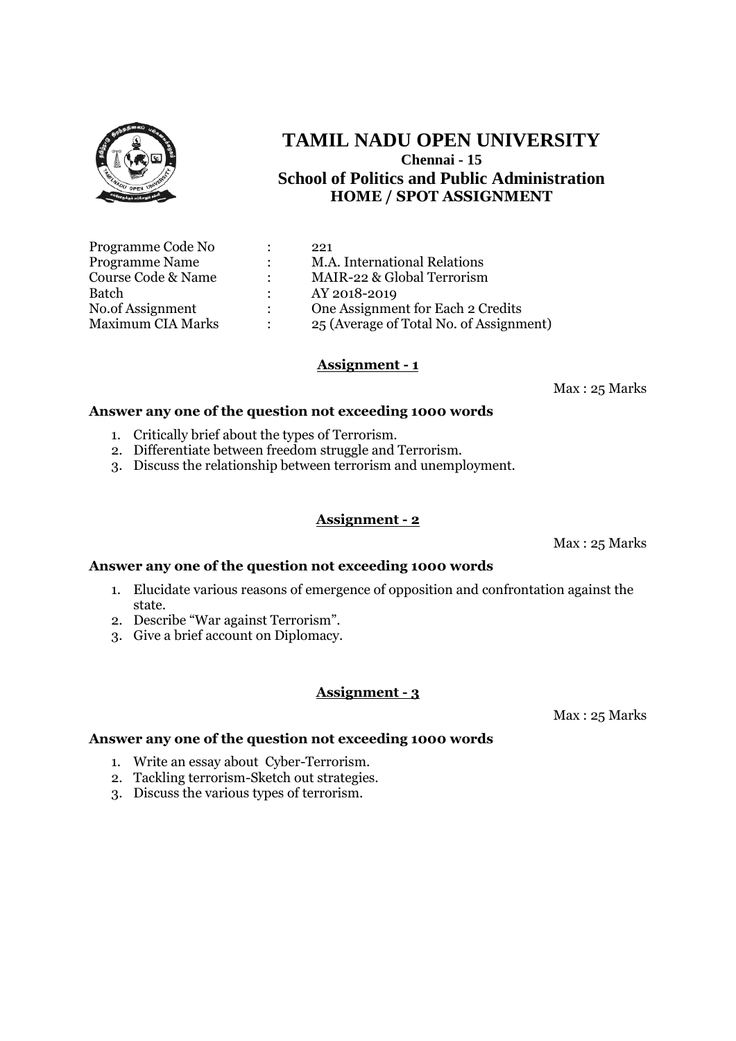# TAMIL NADU OPEN UNIVERSITY

**Chennai - 15**

## School of Politics and Public Administration

### HOME / SPOT ASSIGNMENT

| | | |
|---|---|---|
| Programme Code No | : | 221 |
| Programme Name | : | M.A. International Relations |
| Course Code & Name | : | MAIR-22 & Global Terrorism |
| Batch | : | AY 2018-2019 |
| No.of Assignment | : | One Assignment for Each 2 Credits |
| Maximum CIA Marks | : | 25 (Average of Total No. of Assignment) |

## Assignment - 1

Max : 25 Marks

**Answer any one of the question not exceeding 1000 words**

1. Critically brief about the types of Terrorism.
2. Differentiate between freedom struggle and Terrorism.
3. Discuss the relationship between terrorism and unemployment.

## Assignment - 2

Max : 25 Marks

**Answer any one of the question not exceeding 1000 words**

1. Elucidate various reasons of emergence of opposition and confrontation against the state.
2. Describe "War against Terrorism".
3. Give a brief account on Diplomacy.

## Assignment - 3

Max : 25 Marks

**Answer any one of the question not exceeding 1000 words**

1. Write an essay about Cyber-Terrorism.
2. Tackling terrorism-Sketch out strategies.
3. Discuss the various types of terrorism.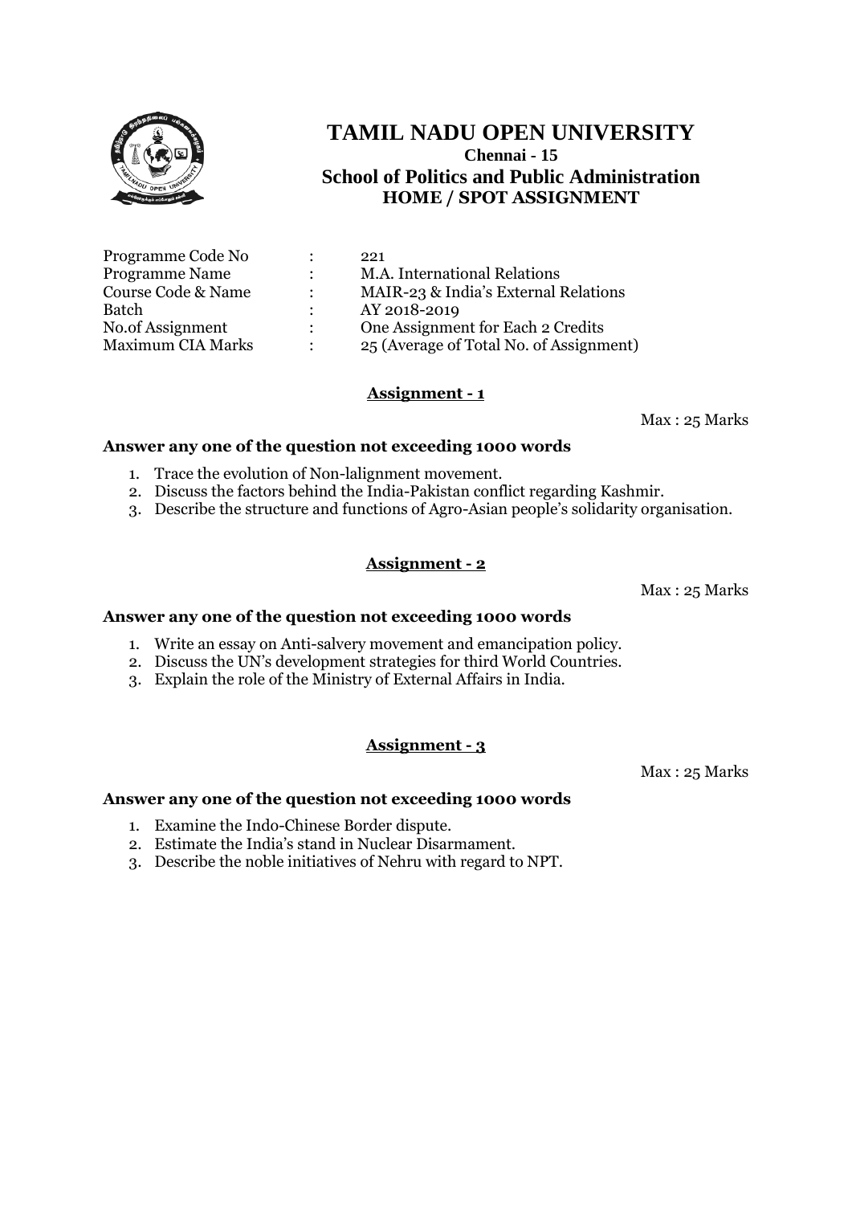# TAMIL NADU OPEN UNIVERSITY

**Chennai - 15**

**School of Politics and Public Administration**

**HOME / SPOT ASSIGNMENT**

| | | |
|---|---|---|
| Programme Code No | : | 221 |
| Programme Name | : | M.A. International Relations |
| Course Code & Name | : | MAIR-23 & India's External Relations |
| Batch | : | AY 2018-2019 |
| No.of Assignment | : | One Assignment for Each 2 Credits |
| Maximum CIA Marks | : | 25 (Average of Total No. of Assignment) |

## Assignment - 1

Max : 25 Marks

**Answer any one of the question not exceeding 1000 words**

1. Trace the evolution of Non-lalignment movement.
2. Discuss the factors behind the India-Pakistan conflict regarding Kashmir.
3. Describe the structure and functions of Agro-Asian people's solidarity organisation.

## Assignment - 2

Max : 25 Marks

**Answer any one of the question not exceeding 1000 words**

1. Write an essay on Anti-salvery movement and emancipation policy.
2. Discuss the UN's development strategies for third World Countries.
3. Explain the role of the Ministry of External Affairs in India.

## Assignment - 3

Max : 25 Marks

**Answer any one of the question not exceeding 1000 words**

1. Examine the Indo-Chinese Border dispute.
2. Estimate the India's stand in Nuclear Disarmament.
3. Describe the noble initiatives of Nehru with regard to NPT.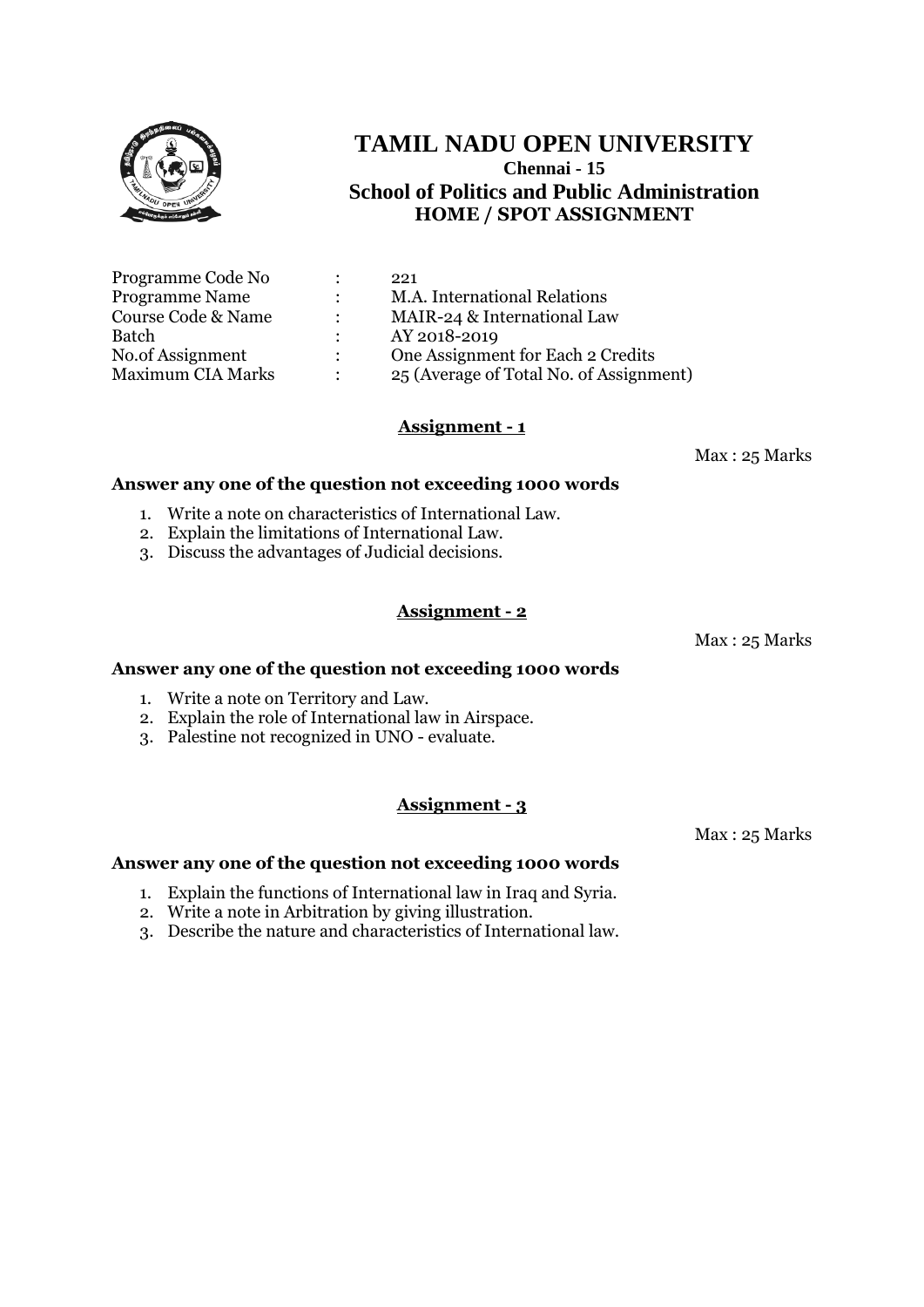# TAMIL NADU OPEN UNIVERSITY

**Chennai - 15**

## School of Politics and Public Administration

**HOME / SPOT ASSIGNMENT**

| | | |
|---|---|---|
| Programme Code No | : | 221 |
| Programme Name | : | M.A. International Relations |
| Course Code & Name | : | MAIR-24 & International Law |
| Batch | : | AY 2018-2019 |
| No.of Assignment | : | One Assignment for Each 2 Credits |
| Maximum CIA Marks | : | 25 (Average of Total No. of Assignment) |

### Assignment - 1

Max : 25 Marks

**Answer any one of the question not exceeding 1000 words**

1. Write a note on characteristics of International Law.
2. Explain the limitations of International Law.
3. Discuss the advantages of Judicial decisions.

### Assignment - 2

Max : 25 Marks

**Answer any one of the question not exceeding 1000 words**

1. Write a note on Territory and Law.
2. Explain the role of International law in Airspace.
3. Palestine not recognized in UNO - evaluate.

### Assignment - 3

Max : 25 Marks

**Answer any one of the question not exceeding 1000 words**

1. Explain the functions of International law in Iraq and Syria.
2. Write a note in Arbitration by giving illustration.
3. Describe the nature and characteristics of International law.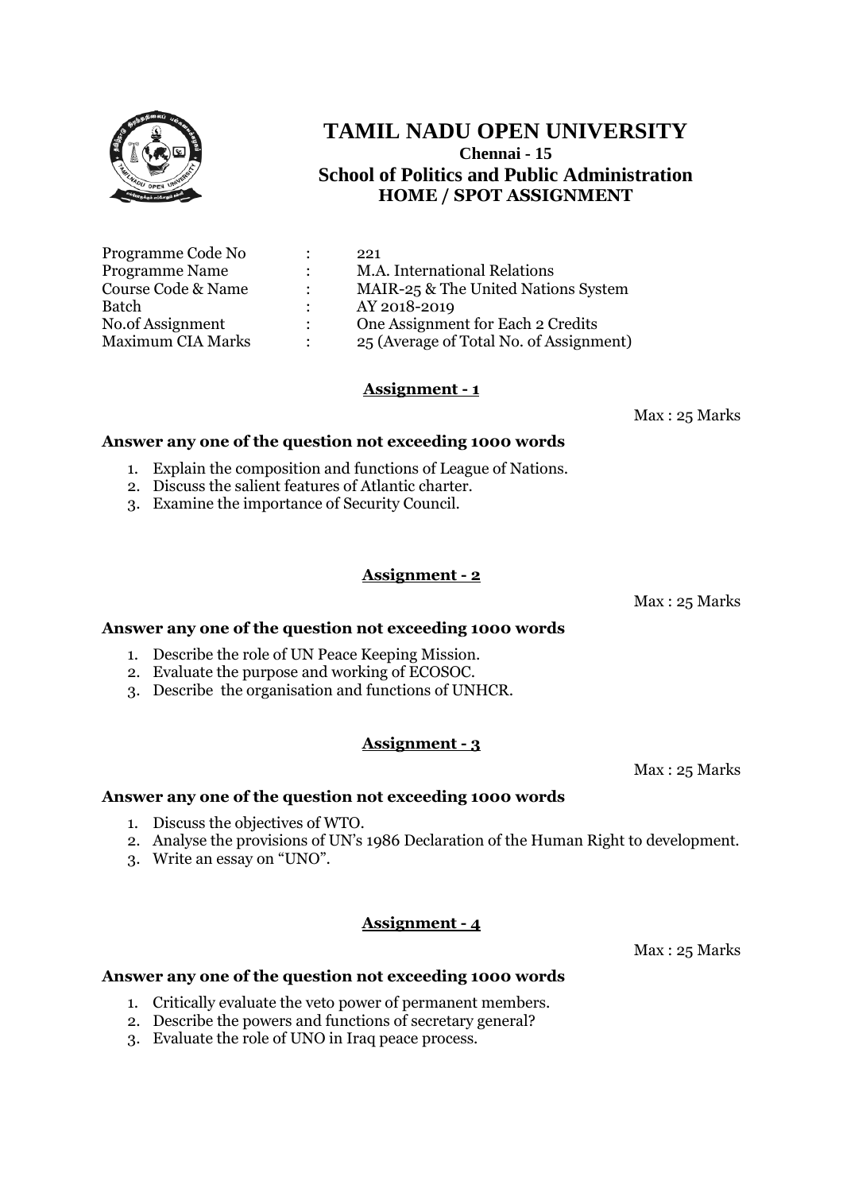# TAMIL NADU OPEN UNIVERSITY

**Chennai - 15**

## School of Politics and Public Administration

### HOME / SPOT ASSIGNMENT

| | | |
|---|---|---|
| Programme Code No | : | 221 |
| Programme Name | : | M.A. International Relations |
| Course Code & Name | : | MAIR-25 & The United Nations System |
| Batch | : | AY 2018-2019 |
| No.of Assignment | : | One Assignment for Each 2 Credits |
| Maximum CIA Marks | : | 25 (Average of Total No. of Assignment) |

**Assignment - 1**

Max : 25 Marks

**Answer any one of the question not exceeding 1000 words**

1. Explain the composition and functions of League of Nations.
2. Discuss the salient features of Atlantic charter.
3. Examine the importance of Security Council.

**Assignment - 2**

Max : 25 Marks

**Answer any one of the question not exceeding 1000 words**

1. Describe the role of UN Peace Keeping Mission.
2. Evaluate the purpose and working of ECOSOC.
3. Describe the organisation and functions of UNHCR.

**Assignment - 3**

Max : 25 Marks

**Answer any one of the question not exceeding 1000 words**

1. Discuss the objectives of WTO.
2. Analyse the provisions of UN's 1986 Declaration of the Human Right to development.
3. Write an essay on "UNO".

**Assignment - 4**

Max : 25 Marks

**Answer any one of the question not exceeding 1000 words**

1. Critically evaluate the veto power of permanent members.
2. Describe the powers and functions of secretary general?
3. Evaluate the role of UNO in Iraq peace process.